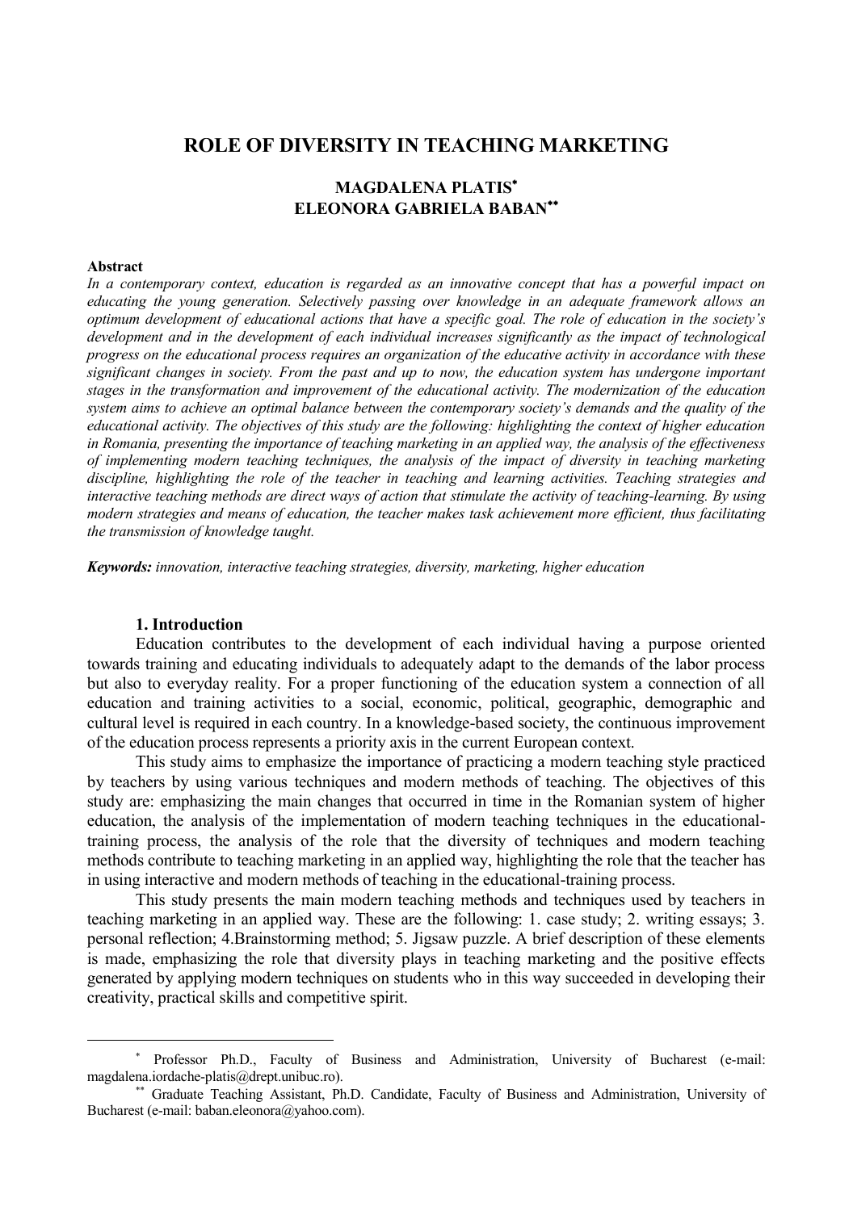# ROLE OF DIVERSITY IN TEACHING MARKETING

**MAGDALENA PLATIS[*]**
**ELEONORA GABRIELA BABAN[**]**

**Abstract**

*In a contemporary context, education is regarded as an innovative concept that has a powerful impact on educating the young generation. Selectively passing over knowledge in an adequate framework allows an optimum development of educational actions that have a specific goal. The role of education in the society's development and in the development of each individual increases significantly as the impact of technological progress on the educational process requires an organization of the educative activity in accordance with these significant changes in society. From the past and up to now, the education system has undergone important stages in the transformation and improvement of the educational activity. The modernization of the education system aims to achieve an optimal balance between the contemporary society's demands and the quality of the educational activity. The objectives of this study are the following: highlighting the context of higher education in Romania, presenting the importance of teaching marketing in an applied way, the analysis of the effectiveness of implementing modern teaching techniques, the analysis of the impact of diversity in teaching marketing discipline, highlighting the role of the teacher in teaching and learning activities. Teaching strategies and interactive teaching methods are direct ways of action that stimulate the activity of teaching-learning. By using modern strategies and means of education, the teacher makes task achievement more efficient, thus facilitating the transmission of knowledge taught.*

***Keywords:*** *innovation, interactive teaching strategies, diversity, marketing, higher education*

## 1. Introduction

Education contributes to the development of each individual having a purpose oriented towards training and educating individuals to adequately adapt to the demands of the labor process but also to everyday reality. For a proper functioning of the education system a connection of all education and training activities to a social, economic, political, geographic, demographic and cultural level is required in each country. In a knowledge-based society, the continuous improvement of the education process represents a priority axis in the current European context.

This study aims to emphasize the importance of practicing a modern teaching style practiced by teachers by using various techniques and modern methods of teaching. The objectives of this study are: emphasizing the main changes that occurred in time in the Romanian system of higher education, the analysis of the implementation of modern teaching techniques in the educational-training process, the analysis of the role that the diversity of techniques and modern teaching methods contribute to teaching marketing in an applied way, highlighting the role that the teacher has in using interactive and modern methods of teaching in the educational-training process.

This study presents the main modern teaching methods and techniques used by teachers in teaching marketing in an applied way. These are the following: 1. case study; 2. writing essays; 3. personal reflection; 4.Brainstorming method; 5. Jigsaw puzzle. A brief description of these elements is made, emphasizing the role that diversity plays in teaching marketing and the positive effects generated by applying modern techniques on students who in this way succeeded in developing their creativity, practical skills and competitive spirit.

---

[*] Professor Ph.D., Faculty of Business and Administration, University of Bucharest (e-mail: magdalena.iordache-platis@drept.unibuc.ro).

[**] Graduate Teaching Assistant, Ph.D. Candidate, Faculty of Business and Administration, University of Bucharest (e-mail: baban.eleonora@yahoo.com).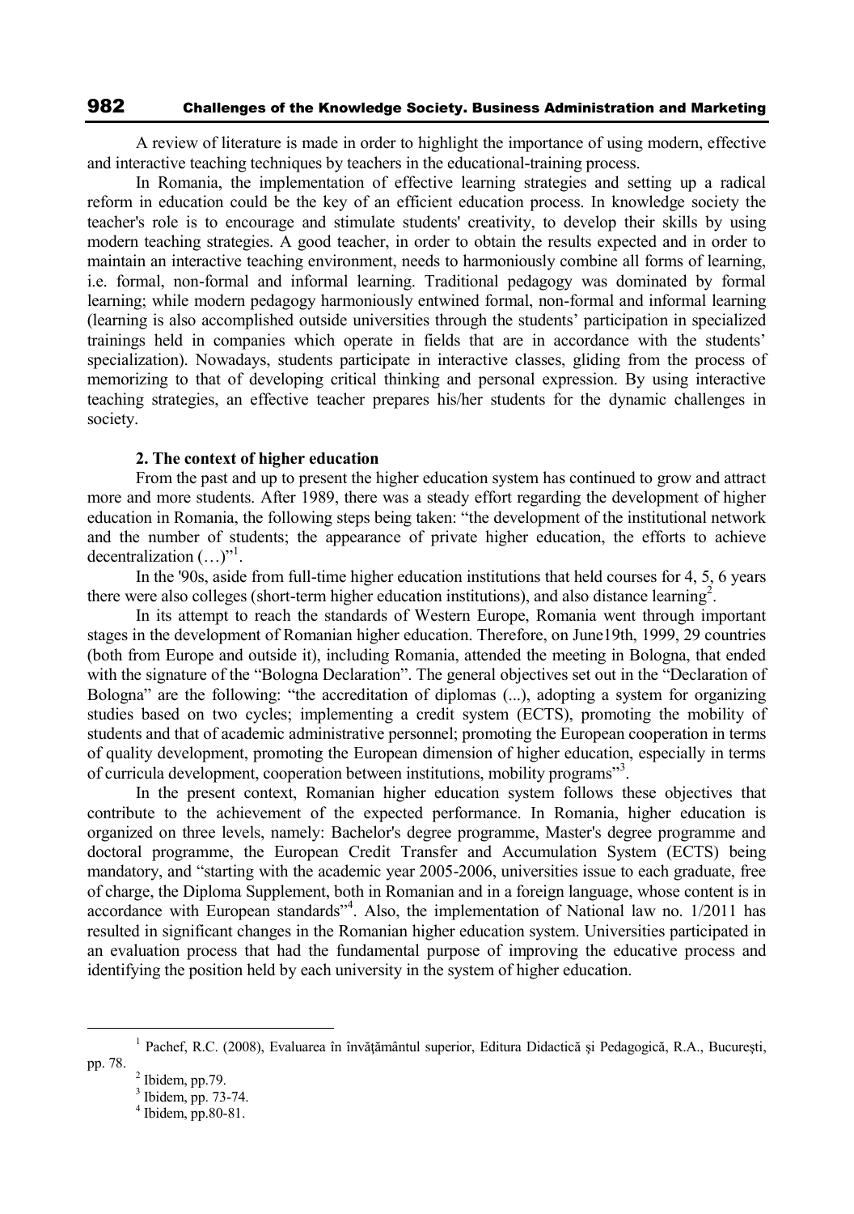A review of literature is made in order to highlight the importance of using modern, effective and interactive teaching techniques by teachers in the educational-training process.

In Romania, the implementation of effective learning strategies and setting up a radical reform in education could be the key of an efficient education process. In knowledge society the teacher's role is to encourage and stimulate students' creativity, to develop their skills by using modern teaching strategies. A good teacher, in order to obtain the results expected and in order to maintain an interactive teaching environment, needs to harmoniously combine all forms of learning, i.e. formal, non-formal and informal learning. Traditional pedagogy was dominated by formal learning; while modern pedagogy harmoniously entwined formal, non-formal and informal learning (learning is also accomplished outside universities through the students' participation in specialized trainings held in companies which operate in fields that are in accordance with the students' specialization). Nowadays, students participate in interactive classes, gliding from the process of memorizing to that of developing critical thinking and personal expression. By using interactive teaching strategies, an effective teacher prepares his/her students for the dynamic challenges in society.

**2. The context of higher education**

From the past and up to present the higher education system has continued to grow and attract more and more students. After 1989, there was a steady effort regarding the development of higher education in Romania, the following steps being taken: "the development of the institutional network and the number of students; the appearance of private higher education, the efforts to achieve decentralization (…)"[1].

In the '90s, aside from full-time higher education institutions that held courses for 4, 5, 6 years there were also colleges (short-term higher education institutions), and also distance learning[2].

In its attempt to reach the standards of Western Europe, Romania went through important stages in the development of Romanian higher education. Therefore, on June19th, 1999, 29 countries (both from Europe and outside it), including Romania, attended the meeting in Bologna, that ended with the signature of the "Bologna Declaration". The general objectives set out in the "Declaration of Bologna" are the following: "the accreditation of diplomas (...), adopting a system for organizing studies based on two cycles; implementing a credit system (ECTS), promoting the mobility of students and that of academic administrative personnel; promoting the European cooperation in terms of quality development, promoting the European dimension of higher education, especially in terms of curricula development, cooperation between institutions, mobility programs"[3].

In the present context, Romanian higher education system follows these objectives that contribute to the achievement of the expected performance. In Romania, higher education is organized on three levels, namely: Bachelor's degree programme, Master's degree programme and doctoral programme, the European Credit Transfer and Accumulation System (ECTS) being mandatory, and "starting with the academic year 2005-2006, universities issue to each graduate, free of charge, the Diploma Supplement, both in Romanian and in a foreign language, whose content is in accordance with European standards"[4]. Also, the implementation of National law no. 1/2011 has resulted in significant changes in the Romanian higher education system. Universities participated in an evaluation process that had the fundamental purpose of improving the educative process and identifying the position held by each university in the system of higher education.

---

[1] Pachef, R.C. (2008), Evaluarea în învăţământul superior, Editura Didactică şi Pedagogică, R.A., Bucureşti, pp. 78.

[2] Ibidem, pp.79.

[3] Ibidem, pp. 73-74.

[4] Ibidem, pp.80-81.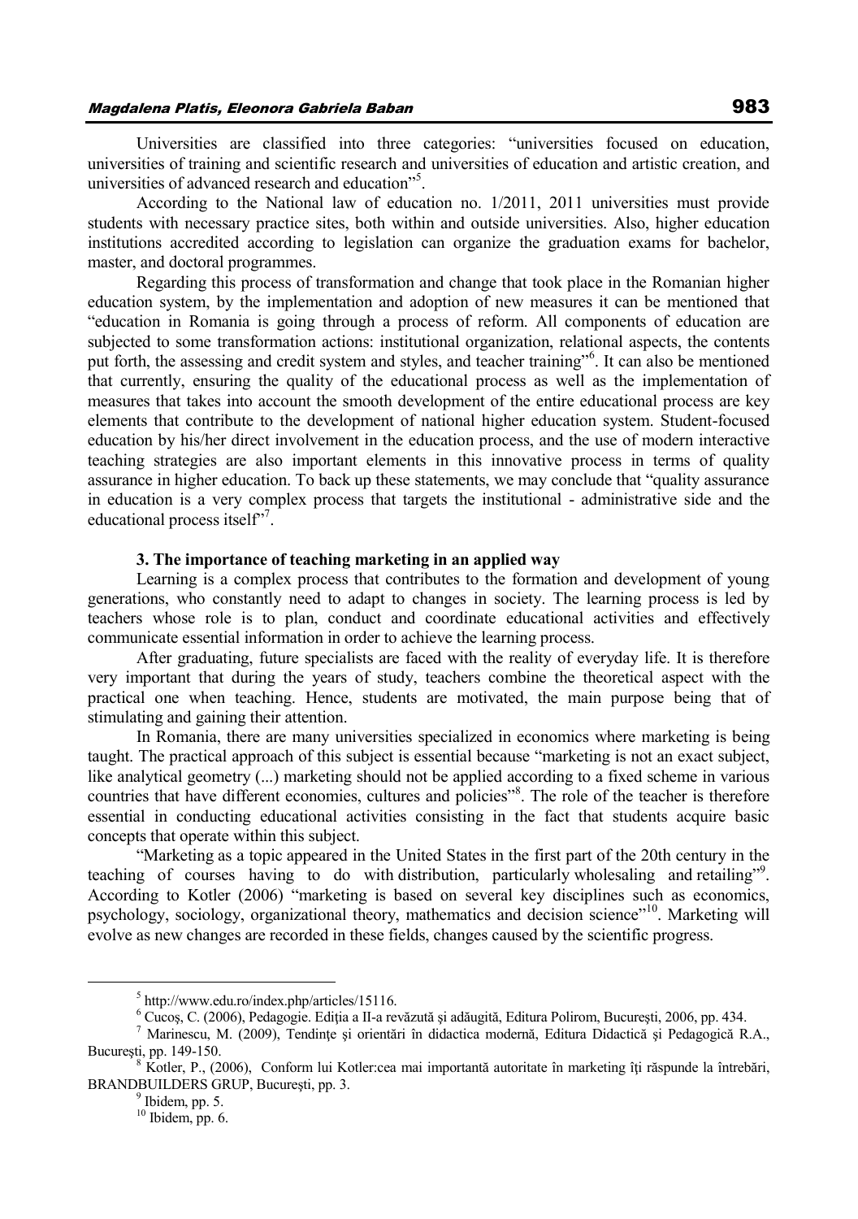Universities are classified into three categories: "universities focused on education, universities of training and scientific research and universities of education and artistic creation, and universities of advanced research and education"[5].

According to the National law of education no. 1/2011, 2011 universities must provide students with necessary practice sites, both within and outside universities. Also, higher education institutions accredited according to legislation can organize the graduation exams for bachelor, master, and doctoral programmes.

Regarding this process of transformation and change that took place in the Romanian higher education system, by the implementation and adoption of new measures it can be mentioned that "education in Romania is going through a process of reform. All components of education are subjected to some transformation actions: institutional organization, relational aspects, the contents put forth, the assessing and credit system and styles, and teacher training"[6]. It can also be mentioned that currently, ensuring the quality of the educational process as well as the implementation of measures that takes into account the smooth development of the entire educational process are key elements that contribute to the development of national higher education system. Student-focused education by his/her direct involvement in the education process, and the use of modern interactive teaching strategies are also important elements in this innovative process in terms of quality assurance in higher education. To back up these statements, we may conclude that "quality assurance in education is a very complex process that targets the institutional - administrative side and the educational process itself"[7].

### 3. The importance of teaching marketing in an applied way

Learning is a complex process that contributes to the formation and development of young generations, who constantly need to adapt to changes in society. The learning process is led by teachers whose role is to plan, conduct and coordinate educational activities and effectively communicate essential information in order to achieve the learning process.

After graduating, future specialists are faced with the reality of everyday life. It is therefore very important that during the years of study, teachers combine the theoretical aspect with the practical one when teaching. Hence, students are motivated, the main purpose being that of stimulating and gaining their attention.

In Romania, there are many universities specialized in economics where marketing is being taught. The practical approach of this subject is essential because "marketing is not an exact subject, like analytical geometry (...) marketing should not be applied according to a fixed scheme in various countries that have different economies, cultures and policies"[8]. The role of the teacher is therefore essential in conducting educational activities consisting in the fact that students acquire basic concepts that operate within this subject.

"Marketing as a topic appeared in the United States in the first part of the 20th century in the teaching of courses having to do with distribution, particularly wholesaling and retailing"[9]. According to Kotler (2006) "marketing is based on several key disciplines such as economics, psychology, sociology, organizational theory, mathematics and decision science"[10]. Marketing will evolve as new changes are recorded in these fields, changes caused by the scientific progress.

---

[5] http://www.edu.ro/index.php/articles/15116.

[6] Cucoş, C. (2006), Pedagogie. Ediţia a II-a revăzută şi adăugită, Editura Polirom, Bucureşti, 2006, pp. 434.

[7] Marinescu, M. (2009), Tendinţe şi orientări în didactica modernă, Editura Didactică şi Pedagogică R.A., Bucureşti, pp. 149-150.

[8] Kotler, P., (2006), Conform lui Kotler:cea mai importantă autoritate în marketing îţi răspunde la întrebări, BRANDBUILDERS GRUP, Bucureşti, pp. 3.

[9] Ibidem, pp. 5.

[10] Ibidem, pp. 6.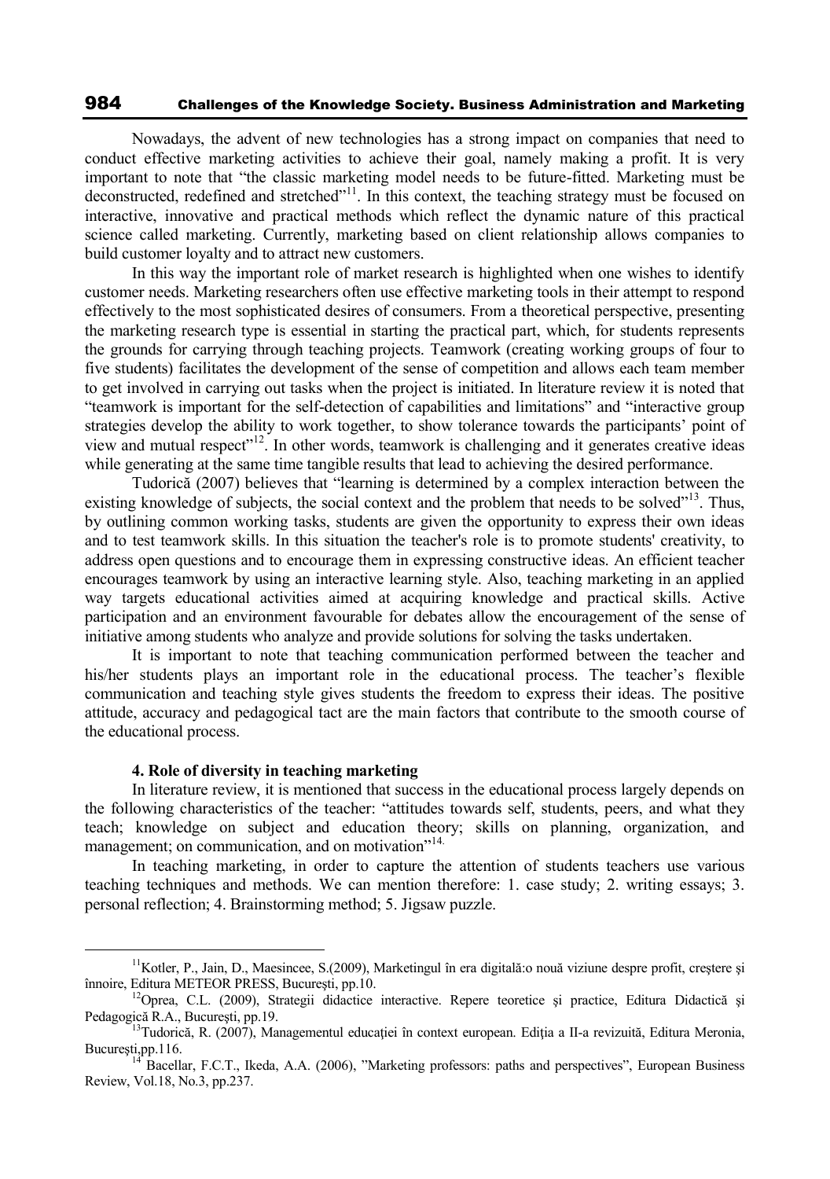Nowadays, the advent of new technologies has a strong impact on companies that need to conduct effective marketing activities to achieve their goal, namely making a profit. It is very important to note that "the classic marketing model needs to be future-fitted. Marketing must be deconstructed, redefined and stretched"[11]. In this context, the teaching strategy must be focused on interactive, innovative and practical methods which reflect the dynamic nature of this practical science called marketing. Currently, marketing based on client relationship allows companies to build customer loyalty and to attract new customers.

In this way the important role of market research is highlighted when one wishes to identify customer needs. Marketing researchers often use effective marketing tools in their attempt to respond effectively to the most sophisticated desires of consumers. From a theoretical perspective, presenting the marketing research type is essential in starting the practical part, which, for students represents the grounds for carrying through teaching projects. Teamwork (creating working groups of four to five students) facilitates the development of the sense of competition and allows each team member to get involved in carrying out tasks when the project is initiated. In literature review it is noted that "teamwork is important for the self-detection of capabilities and limitations" and "interactive group strategies develop the ability to work together, to show tolerance towards the participants' point of view and mutual respect"[12]. In other words, teamwork is challenging and it generates creative ideas while generating at the same time tangible results that lead to achieving the desired performance.

Tudorică (2007) believes that "learning is determined by a complex interaction between the existing knowledge of subjects, the social context and the problem that needs to be solved"[13]. Thus, by outlining common working tasks, students are given the opportunity to express their own ideas and to test teamwork skills. In this situation the teacher's role is to promote students' creativity, to address open questions and to encourage them in expressing constructive ideas. An efficient teacher encourages teamwork by using an interactive learning style. Also, teaching marketing in an applied way targets educational activities aimed at acquiring knowledge and practical skills. Active participation and an environment favourable for debates allow the encouragement of the sense of initiative among students who analyze and provide solutions for solving the tasks undertaken.

It is important to note that teaching communication performed between the teacher and his/her students plays an important role in the educational process. The teacher's flexible communication and teaching style gives students the freedom to express their ideas. The positive attitude, accuracy and pedagogical tact are the main factors that contribute to the smooth course of the educational process.

## 4. Role of diversity in teaching marketing

In literature review, it is mentioned that success in the educational process largely depends on the following characteristics of the teacher: "attitudes towards self, students, peers, and what they teach; knowledge on subject and education theory; skills on planning, organization, and management; on communication, and on motivation"[14].

In teaching marketing, in order to capture the attention of students teachers use various teaching techniques and methods. We can mention therefore: 1. case study; 2. writing essays; 3. personal reflection; 4. Brainstorming method; 5. Jigsaw puzzle.

---

[11] Kotler, P., Jain, D., Maesincee, S.(2009), Marketingul în era digitală:o nouă viziune despre profit, creştere şi înnoire, Editura METEOR PRESS, Bucureşti, pp.10.

[12] Oprea, C.L. (2009), Strategii didactice interactive. Repere teoretice şi practice, Editura Didactică şi Pedagogică R.A., Bucureşti, pp.19.

[13] Tudorică, R. (2007), Managementul educaţiei în context european. Ediţia a II-a revizuită, Editura Meronia, Bucureşti,pp.116.

[14] Bacellar, F.C.T., Ikeda, A.A. (2006), "Marketing professors: paths and perspectives", European Business Review, Vol.18, No.3, pp.237.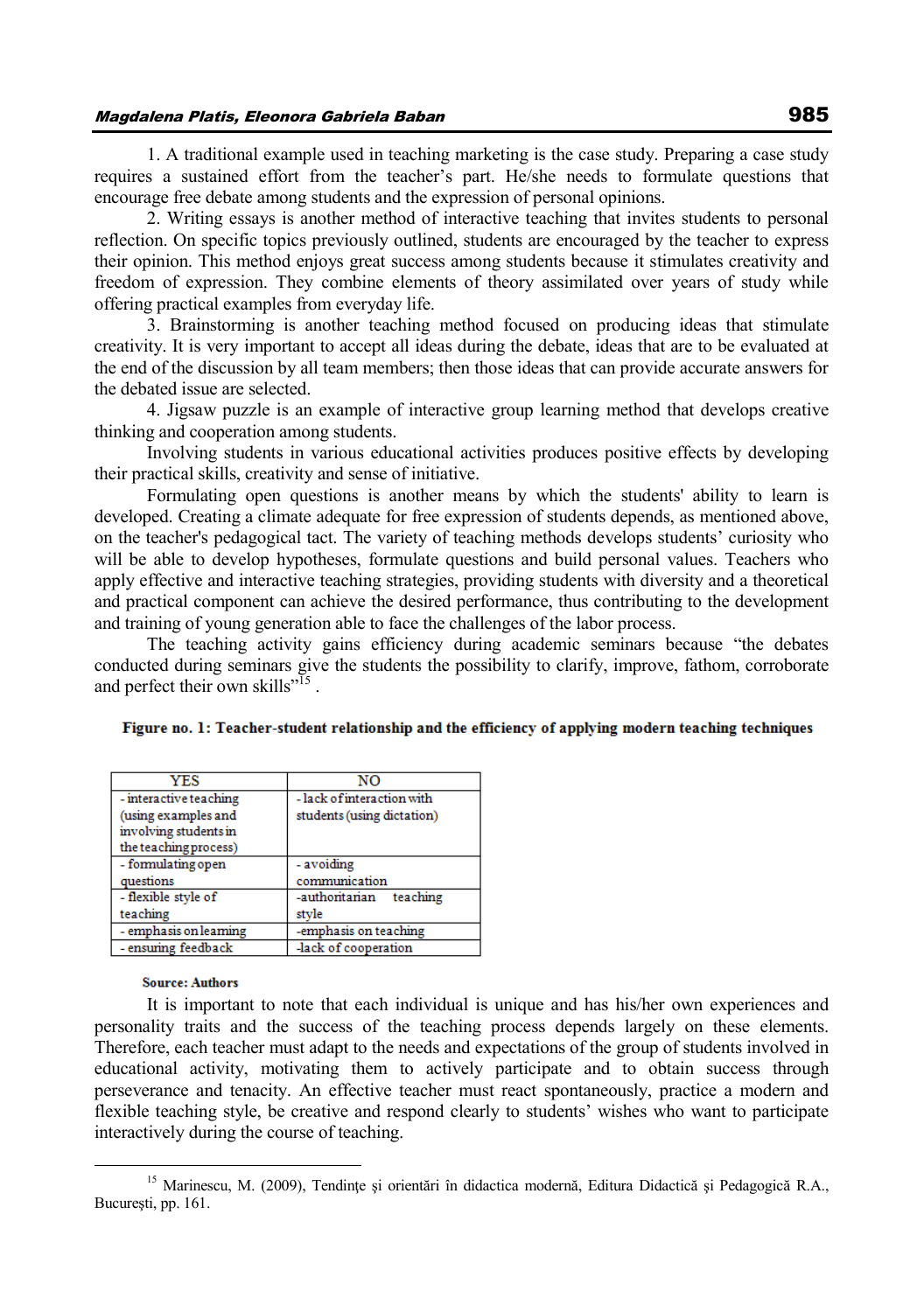1. A traditional example used in teaching marketing is the case study. Preparing a case study requires a sustained effort from the teacher's part. He/she needs to formulate questions that encourage free debate among students and the expression of personal opinions.

2. Writing essays is another method of interactive teaching that invites students to personal reflection. On specific topics previously outlined, students are encouraged by the teacher to express their opinion. This method enjoys great success among students because it stimulates creativity and freedom of expression. They combine elements of theory assimilated over years of study while offering practical examples from everyday life.

3. Brainstorming is another teaching method focused on producing ideas that stimulate creativity. It is very important to accept all ideas during the debate, ideas that are to be evaluated at the end of the discussion by all team members; then those ideas that can provide accurate answers for the debated issue are selected.

4. Jigsaw puzzle is an example of interactive group learning method that develops creative thinking and cooperation among students.

Involving students in various educational activities produces positive effects by developing their practical skills, creativity and sense of initiative.

Formulating open questions is another means by which the students' ability to learn is developed. Creating a climate adequate for free expression of students depends, as mentioned above, on the teacher's pedagogical tact. The variety of teaching methods develops students' curiosity who will be able to develop hypotheses, formulate questions and build personal values. Teachers who apply effective and interactive teaching strategies, providing students with diversity and a theoretical and practical component can achieve the desired performance, thus contributing to the development and training of young generation able to face the challenges of the labor process.

The teaching activity gains efficiency during academic seminars because "the debates conducted during seminars give the students the possibility to clarify, improve, fathom, corroborate and perfect their own skills"[15] .

**Figure no. 1: Teacher-student relationship and the efficiency of applying modern teaching techniques**

| YES | NO |
|---|---|
| - interactive teaching (using examples and involving students in the teaching process) | - lack of interaction with students (using dictation) |
| - formulating open questions | - avoiding communication |
| - flexible style of teaching | -authoritarian teaching style |
| - emphasis on learning | -emphasis on teaching |
| - ensuring feedback | -lack of cooperation |

**Source: Authors**

It is important to note that each individual is unique and has his/her own experiences and personality traits and the success of the teaching process depends largely on these elements. Therefore, each teacher must adapt to the needs and expectations of the group of students involved in educational activity, motivating them to actively participate and to obtain success through perseverance and tenacity. An effective teacher must react spontaneously, practice a modern and flexible teaching style, be creative and respond clearly to students' wishes who want to participate interactively during the course of teaching.

---

[15] Marinescu, M. (2009), Tendințe și orientări în didactica modernă, Editura Didactică și Pedagogică R.A., București, pp. 161.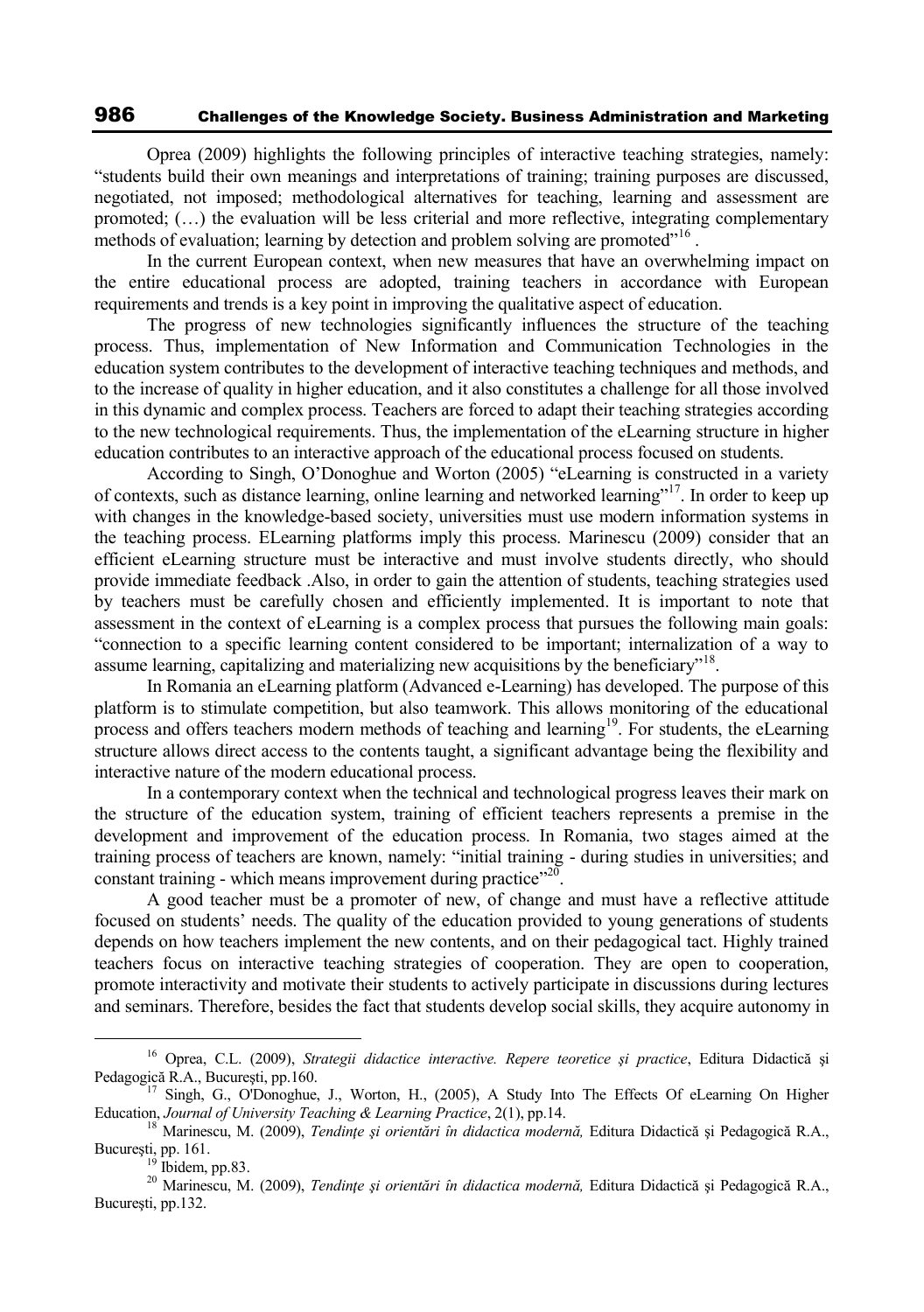Oprea (2009) highlights the following principles of interactive teaching strategies, namely: "students build their own meanings and interpretations of training; training purposes are discussed, negotiated, not imposed; methodological alternatives for teaching, learning and assessment are promoted; (…) the evaluation will be less criterial and more reflective, integrating complementary methods of evaluation; learning by detection and problem solving are promoted"[16] .

In the current European context, when new measures that have an overwhelming impact on the entire educational process are adopted, training teachers in accordance with European requirements and trends is a key point in improving the qualitative aspect of education.

The progress of new technologies significantly influences the structure of the teaching process. Thus, implementation of New Information and Communication Technologies in the education system contributes to the development of interactive teaching techniques and methods, and to the increase of quality in higher education, and it also constitutes a challenge for all those involved in this dynamic and complex process. Teachers are forced to adapt their teaching strategies according to the new technological requirements. Thus, the implementation of the eLearning structure in higher education contributes to an interactive approach of the educational process focused on students.

According to Singh, O'Donoghue and Worton (2005) "eLearning is constructed in a variety of contexts, such as distance learning, online learning and networked learning"[17]. In order to keep up with changes in the knowledge-based society, universities must use modern information systems in the teaching process. ELearning platforms imply this process. Marinescu (2009) consider that an efficient eLearning structure must be interactive and must involve students directly, who should provide immediate feedback .Also, in order to gain the attention of students, teaching strategies used by teachers must be carefully chosen and efficiently implemented. It is important to note that assessment in the context of eLearning is a complex process that pursues the following main goals: "connection to a specific learning content considered to be important; internalization of a way to assume learning, capitalizing and materializing new acquisitions by the beneficiary"[18].

In Romania an eLearning platform (Advanced e-Learning) has developed. The purpose of this platform is to stimulate competition, but also teamwork. This allows monitoring of the educational process and offers teachers modern methods of teaching and learning[19]. For students, the eLearning structure allows direct access to the contents taught, a significant advantage being the flexibility and interactive nature of the modern educational process.

In a contemporary context when the technical and technological progress leaves their mark on the structure of the education system, training of efficient teachers represents a premise in the development and improvement of the education process. In Romania, two stages aimed at the training process of teachers are known, namely: "initial training - during studies in universities; and constant training - which means improvement during practice"[20].

A good teacher must be a promoter of new, of change and must have a reflective attitude focused on students' needs. The quality of the education provided to young generations of students depends on how teachers implement the new contents, and on their pedagogical tact. Highly trained teachers focus on interactive teaching strategies of cooperation. They are open to cooperation, promote interactivity and motivate their students to actively participate in discussions during lectures and seminars. Therefore, besides the fact that students develop social skills, they acquire autonomy in

---

[16] Oprea, C.L. (2009), *Strategii didactice interactive. Repere teoretice şi practice*, Editura Didactică şi Pedagogică R.A., Bucureşti, pp.160.

[17] Singh, G., O'Donoghue, J., Worton, H., (2005), A Study Into The Effects Of eLearning On Higher Education, *Journal of University Teaching & Learning Practice*, 2(1), pp.14.

[18] Marinescu, M. (2009), *Tendinţe şi orientări în didactica modernă,* Editura Didactică şi Pedagogică R.A., Bucureşti, pp. 161.

[19] Ibidem, pp.83.

[20] Marinescu, M. (2009), *Tendinţe şi orientări în didactica modernă,* Editura Didactică şi Pedagogică R.A., Bucureşti, pp.132.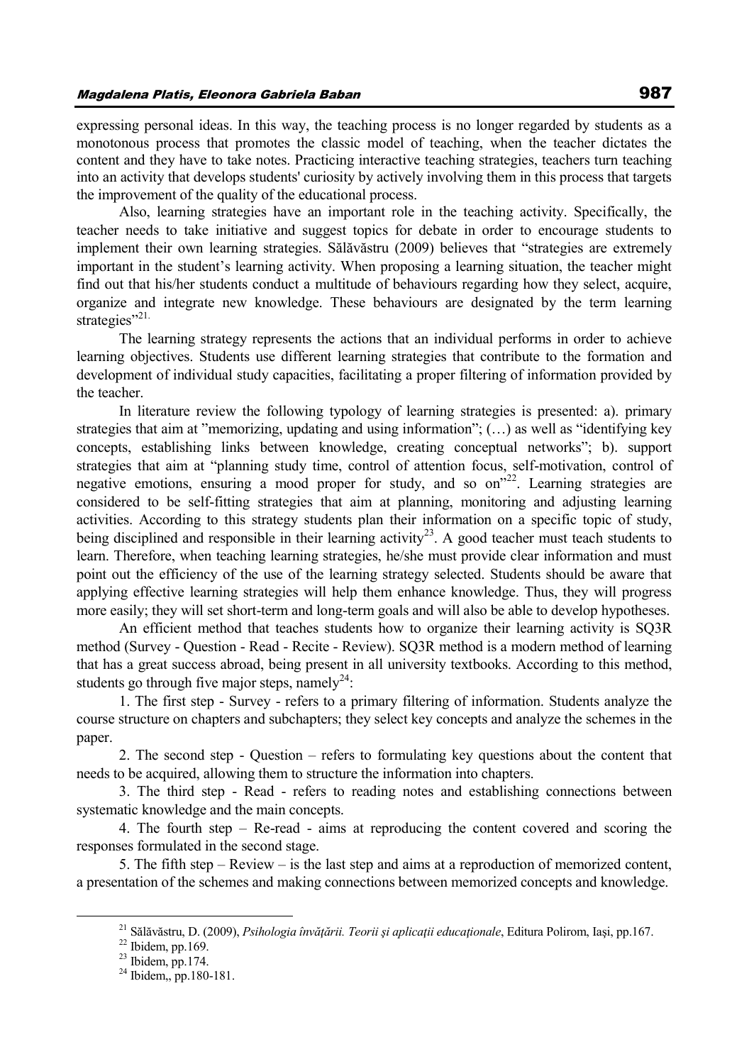expressing personal ideas. In this way, the teaching process is no longer regarded by students as a monotonous process that promotes the classic model of teaching, when the teacher dictates the content and they have to take notes. Practicing interactive teaching strategies, teachers turn teaching into an activity that develops students' curiosity by actively involving them in this process that targets the improvement of the quality of the educational process.

Also, learning strategies have an important role in the teaching activity. Specifically, the teacher needs to take initiative and suggest topics for debate in order to encourage students to implement their own learning strategies. Sălăvăstru (2009) believes that "strategies are extremely important in the student's learning activity. When proposing a learning situation, the teacher might find out that his/her students conduct a multitude of behaviours regarding how they select, acquire, organize and integrate new knowledge. These behaviours are designated by the term learning strategies"[21].

The learning strategy represents the actions that an individual performs in order to achieve learning objectives. Students use different learning strategies that contribute to the formation and development of individual study capacities, facilitating a proper filtering of information provided by the teacher.

In literature review the following typology of learning strategies is presented: a). primary strategies that aim at "memorizing, updating and using information"; (…) as well as "identifying key concepts, establishing links between knowledge, creating conceptual networks"; b). support strategies that aim at "planning study time, control of attention focus, self-motivation, control of negative emotions, ensuring a mood proper for study, and so on"[22]. Learning strategies are considered to be self-fitting strategies that aim at planning, monitoring and adjusting learning activities. According to this strategy students plan their information on a specific topic of study, being disciplined and responsible in their learning activity[23]. A good teacher must teach students to learn. Therefore, when teaching learning strategies, he/she must provide clear information and must point out the efficiency of the use of the learning strategy selected. Students should be aware that applying effective learning strategies will help them enhance knowledge. Thus, they will progress more easily; they will set short-term and long-term goals and will also be able to develop hypotheses.

An efficient method that teaches students how to organize their learning activity is SQ3R method (Survey - Question - Read - Recite - Review). SQ3R method is a modern method of learning that has a great success abroad, being present in all university textbooks. According to this method, students go through five major steps, namely[24]:

1. The first step - Survey - refers to a primary filtering of information. Students analyze the course structure on chapters and subchapters; they select key concepts and analyze the schemes in the paper.

2. The second step - Question – refers to formulating key questions about the content that needs to be acquired, allowing them to structure the information into chapters.

3. The third step - Read - refers to reading notes and establishing connections between systematic knowledge and the main concepts.

4. The fourth step – Re-read - aims at reproducing the content covered and scoring the responses formulated in the second stage.

5. The fifth step – Review – is the last step and aims at a reproduction of memorized content, a presentation of the schemes and making connections between memorized concepts and knowledge.

---

[21] Sălăvăstru, D. (2009), *Psihologia învăţării. Teorii şi aplicaţii educaţionale*, Editura Polirom, Iaşi, pp.167.

[22] Ibidem, pp.169.

[23] Ibidem, pp.174.

[24] Ibidem,, pp.180-181.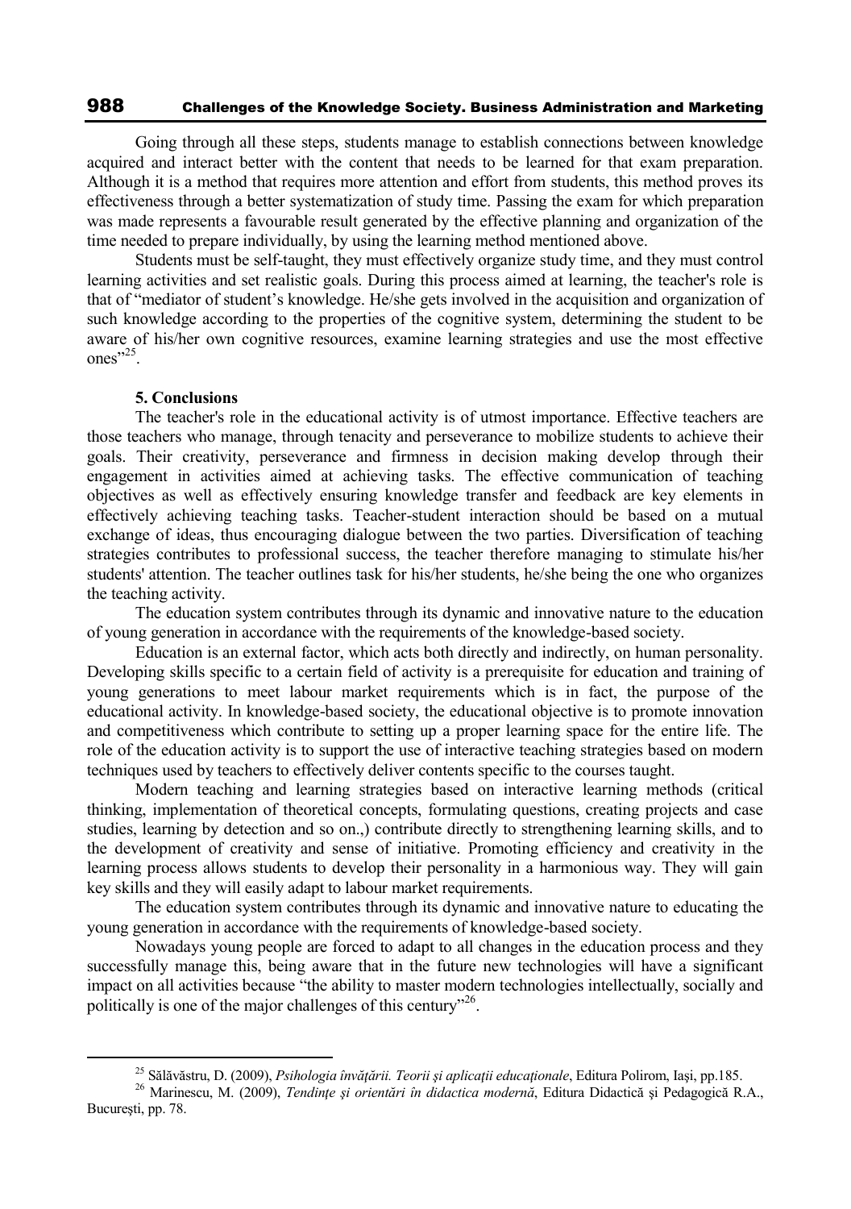Going through all these steps, students manage to establish connections between knowledge acquired and interact better with the content that needs to be learned for that exam preparation. Although it is a method that requires more attention and effort from students, this method proves its effectiveness through a better systematization of study time. Passing the exam for which preparation was made represents a favourable result generated by the effective planning and organization of the time needed to prepare individually, by using the learning method mentioned above.

Students must be self-taught, they must effectively organize study time, and they must control learning activities and set realistic goals. During this process aimed at learning, the teacher's role is that of "mediator of student's knowledge. He/she gets involved in the acquisition and organization of such knowledge according to the properties of the cognitive system, determining the student to be aware of his/her own cognitive resources, examine learning strategies and use the most effective ones"[25].

## 5. Conclusions

The teacher's role in the educational activity is of utmost importance. Effective teachers are those teachers who manage, through tenacity and perseverance to mobilize students to achieve their goals. Their creativity, perseverance and firmness in decision making develop through their engagement in activities aimed at achieving tasks. The effective communication of teaching objectives as well as effectively ensuring knowledge transfer and feedback are key elements in effectively achieving teaching tasks. Teacher-student interaction should be based on a mutual exchange of ideas, thus encouraging dialogue between the two parties. Diversification of teaching strategies contributes to professional success, the teacher therefore managing to stimulate his/her students' attention. The teacher outlines task for his/her students, he/she being the one who organizes the teaching activity.

The education system contributes through its dynamic and innovative nature to the education of young generation in accordance with the requirements of the knowledge-based society.

Education is an external factor, which acts both directly and indirectly, on human personality. Developing skills specific to a certain field of activity is a prerequisite for education and training of young generations to meet labour market requirements which is in fact, the purpose of the educational activity. In knowledge-based society, the educational objective is to promote innovation and competitiveness which contribute to setting up a proper learning space for the entire life. The role of the education activity is to support the use of interactive teaching strategies based on modern techniques used by teachers to effectively deliver contents specific to the courses taught.

Modern teaching and learning strategies based on interactive learning methods (critical thinking, implementation of theoretical concepts, formulating questions, creating projects and case studies, learning by detection and so on.,) contribute directly to strengthening learning skills, and to the development of creativity and sense of initiative. Promoting efficiency and creativity in the learning process allows students to develop their personality in a harmonious way. They will gain key skills and they will easily adapt to labour market requirements.

The education system contributes through its dynamic and innovative nature to educating the young generation in accordance with the requirements of knowledge-based society.

Nowadays young people are forced to adapt to all changes in the education process and they successfully manage this, being aware that in the future new technologies will have a significant impact on all activities because "the ability to master modern technologies intellectually, socially and politically is one of the major challenges of this century"[26].

---

[25] Sălăvăstru, D. (2009), *Psihologia învăţării. Teorii şi aplicaţii educaţionale*, Editura Polirom, Iaşi, pp.185.

[26] Marinescu, M. (2009), *Tendinţe şi orientări în didactica modernă*, Editura Didactică şi Pedagogică R.A., Bucureşti, pp. 78.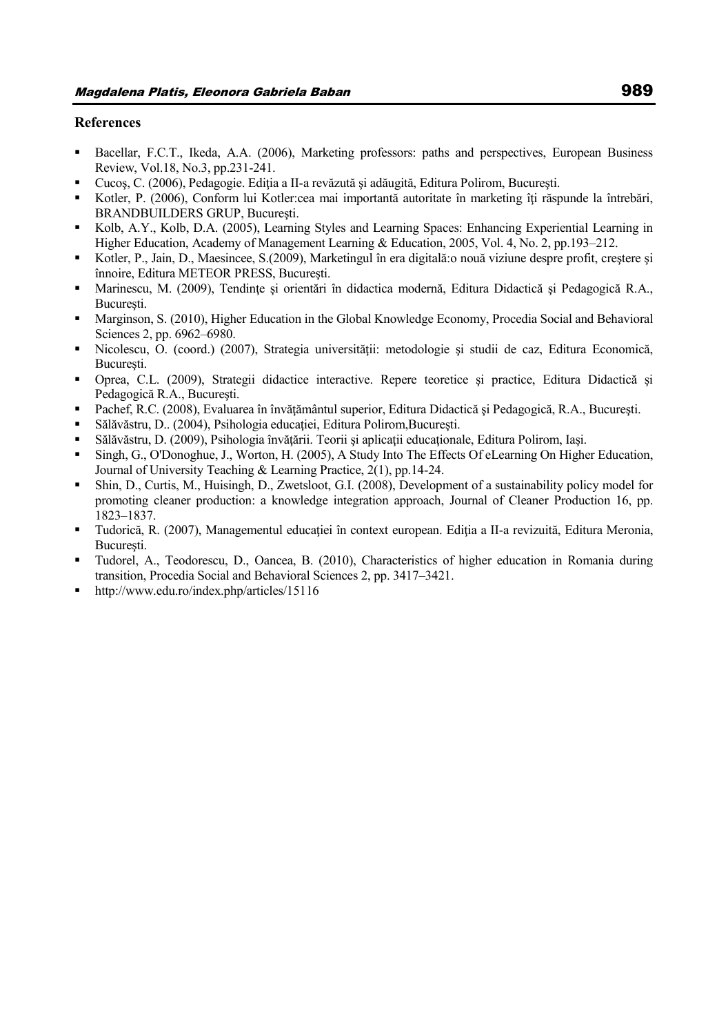## References

- Bacellar, F.C.T., Ikeda, A.A. (2006), Marketing professors: paths and perspectives, European Business Review, Vol.18, No.3, pp.231-241.
- Cucoş, C. (2006), Pedagogie. Ediţia a II-a revăzută şi adăugită, Editura Polirom, Bucureşti.
- Kotler, P. (2006), Conform lui Kotler:cea mai importantă autoritate în marketing îţi răspunde la întrebări, BRANDBUILDERS GRUP, Bucureşti.
- Kolb, A.Y., Kolb, D.A. (2005), Learning Styles and Learning Spaces: Enhancing Experiential Learning in Higher Education, Academy of Management Learning & Education, 2005, Vol. 4, No. 2, pp.193–212.
- Kotler, P., Jain, D., Maesincee, S.(2009), Marketingul în era digitală:o nouă viziune despre profit, creştere şi înnoire, Editura METEOR PRESS, Bucureşti.
- Marinescu, M. (2009), Tendinţe şi orientări în didactica modernă, Editura Didactică şi Pedagogică R.A., Bucureşti.
- Marginson, S. (2010), Higher Education in the Global Knowledge Economy, Procedia Social and Behavioral Sciences 2, pp. 6962–6980.
- Nicolescu, O. (coord.) (2007), Strategia universităţii: metodologie şi studii de caz, Editura Economică, Bucureşti.
- Oprea, C.L. (2009), Strategii didactice interactive. Repere teoretice şi practice, Editura Didactică şi Pedagogică R.A., Bucureşti.
- Pachef, R.C. (2008), Evaluarea în învăţământul superior, Editura Didactică şi Pedagogică, R.A., Bucureşti.
- Sălăvăstru, D.. (2004), Psihologia educaţiei, Editura Polirom,Bucureşti.
- Sălăvăstru, D. (2009), Psihologia învăţării. Teorii şi aplicaţii educaţionale, Editura Polirom, Iaşi.
- Singh, G., O'Donoghue, J., Worton, H. (2005), A Study Into The Effects Of eLearning On Higher Education, Journal of University Teaching & Learning Practice, 2(1), pp.14-24.
- Shin, D., Curtis, M., Huisingh, D., Zwetsloot, G.I. (2008), Development of a sustainability policy model for promoting cleaner production: a knowledge integration approach, Journal of Cleaner Production 16, pp. 1823–1837.
- Tudorică, R. (2007), Managementul educaţiei în context european. Ediţia a II-a revizuită, Editura Meronia, Bucureşti.
- Tudorel, A., Teodorescu, D., Oancea, B. (2010), Characteristics of higher education in Romania during transition, Procedia Social and Behavioral Sciences 2, pp. 3417–3421.
- http://www.edu.ro/index.php/articles/15116